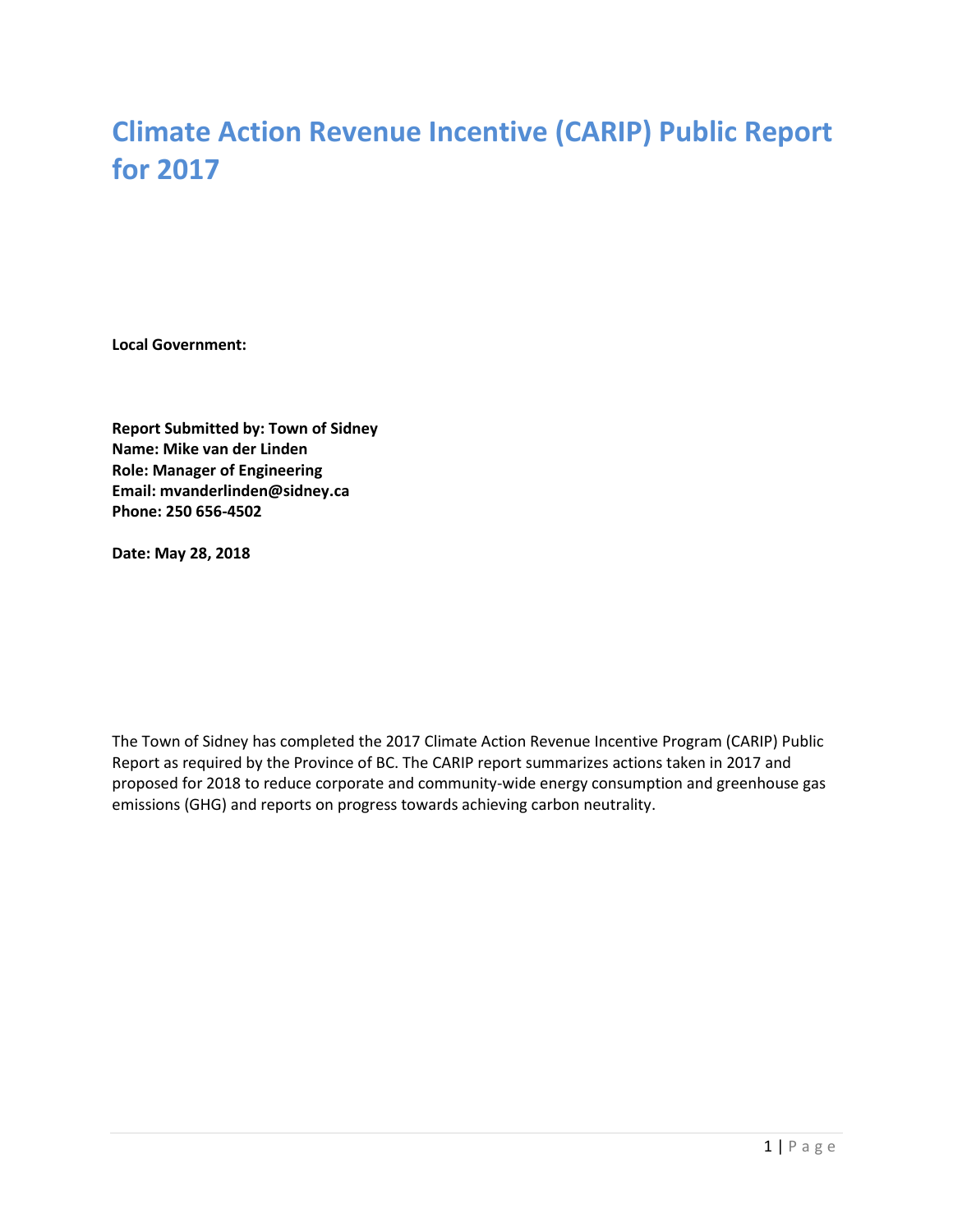# Climate Action Revenue Incentive (CARIP) Public Report for 2017

**Local Government:**

**Report Submitted by: Town of Sidney**
**Name: Mike van der Linden**
**Role: Manager of Engineering**
**Email: mvanderlinden@sidney.ca**
**Phone: 250 656-4502**

**Date: May 28, 2018**

The Town of Sidney has completed the 2017 Climate Action Revenue Incentive Program (CARIP) Public Report as required by the Province of BC. The CARIP report summarizes actions taken in 2017 and proposed for 2018 to reduce corporate and community-wide energy consumption and greenhouse gas emissions (GHG) and reports on progress towards achieving carbon neutrality.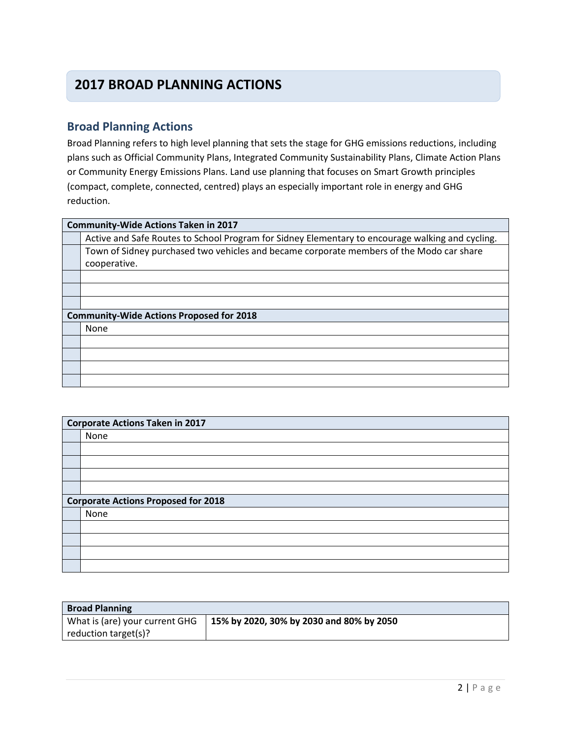# 2017 BROAD PLANNING ACTIONS

## Broad Planning Actions

Broad Planning refers to high level planning that sets the stage for GHG emissions reductions, including plans such as Official Community Plans, Integrated Community Sustainability Plans, Climate Action Plans or Community Energy Emissions Plans. Land use planning that focuses on Smart Growth principles (compact, complete, connected, centred) plays an especially important role in energy and GHG reduction.

| **Community-Wide Actions Taken in 2017** | |
|---|---|
| | Active and Safe Routes to School Program for Sidney Elementary to encourage walking and cycling. |
| | Town of Sidney purchased two vehicles and became corporate members of the Modo car share cooperative. |
| | |
| | |
| | |
| **Community-Wide Actions Proposed for 2018** | |
| | None |
| | |
| | |
| | |
| | |

| **Corporate Actions Taken in 2017** | |
|---|---|
| | None |
| | |
| | |
| | |
| | |
| **Corporate Actions Proposed for 2018** | |
| | None |
| | |
| | |
| | |
| | |

| **Broad Planning** | |
|---|---|
| What is (are) your current GHG reduction target(s)? | **15% by 2020, 30% by 2030 and 80% by 2050** |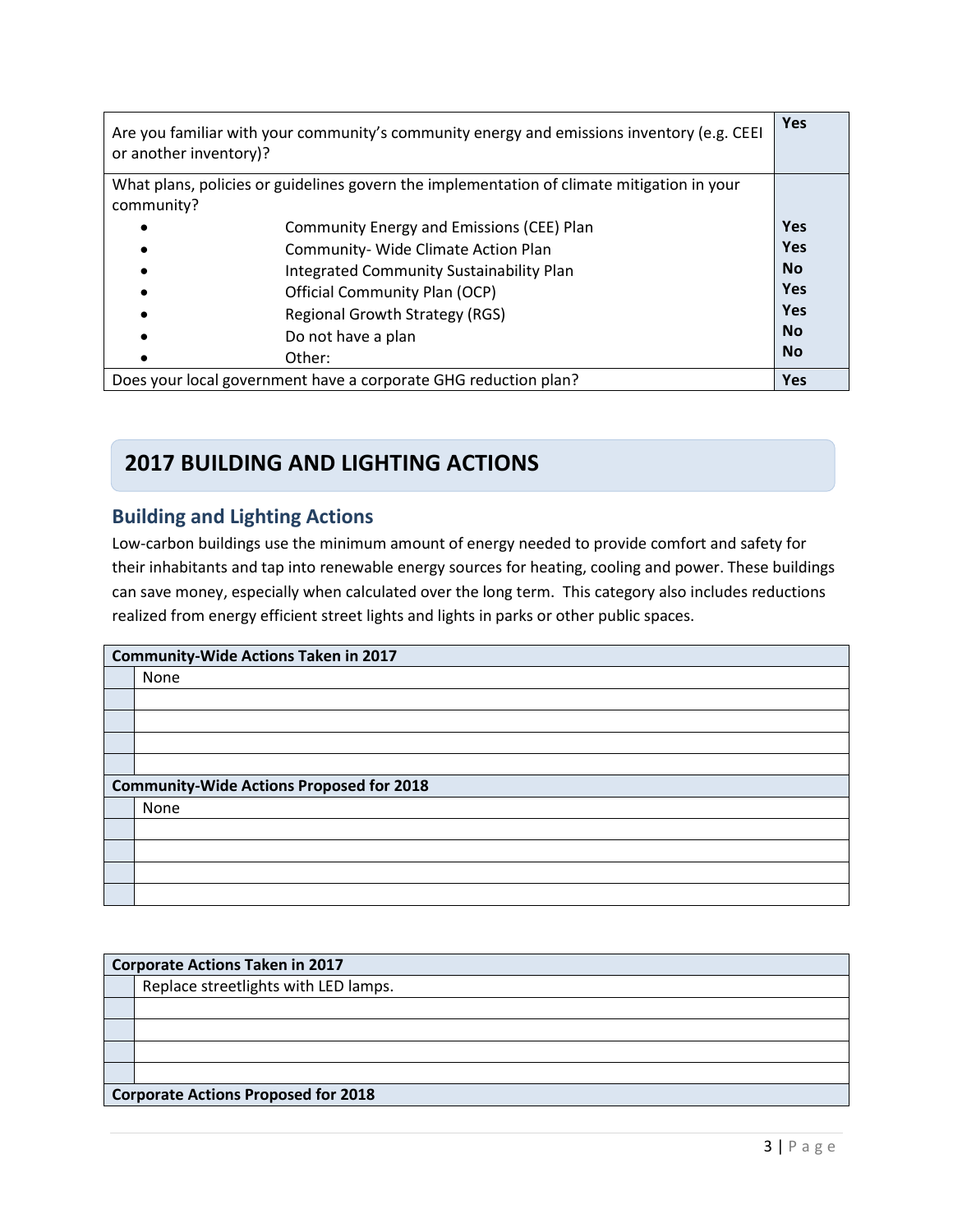| | |
|---|---|
| Are you familiar with your community's community energy and emissions inventory (e.g. CEEI or another inventory)? | **Yes** |
| What plans, policies or guidelines govern the implementation of climate mitigation in your community? | |
| • Community Energy and Emissions (CEE) Plan | **Yes** |
| • Community- Wide Climate Action Plan | **Yes** |
| • Integrated Community Sustainability Plan | **No** |
| • Official Community Plan (OCP) | **Yes** |
| • Regional Growth Strategy (RGS) | **Yes** |
| • Do not have a plan | **No** |
| • Other: | **No** |
| Does your local government have a corporate GHG reduction plan? | **Yes** |

## 2017 BUILDING AND LIGHTING ACTIONS

### Building and Lighting Actions

Low-carbon buildings use the minimum amount of energy needed to provide comfort and safety for their inhabitants and tap into renewable energy sources for heating, cooling and power. These buildings can save money, especially when calculated over the long term. This category also includes reductions realized from energy efficient street lights and lights in parks or other public spaces.

| **Community-Wide Actions Taken in 2017** | |
|---|---|
| | None |
| | |
| | |
| | |
| | |
| **Community-Wide Actions Proposed for 2018** | |
| | None |
| | |
| | |
| | |
| | |

| **Corporate Actions Taken in 2017** | |
|---|---|
| | Replace streetlights with LED lamps. |
| | |
| | |
| | |
| | |
| **Corporate Actions Proposed for 2018** | |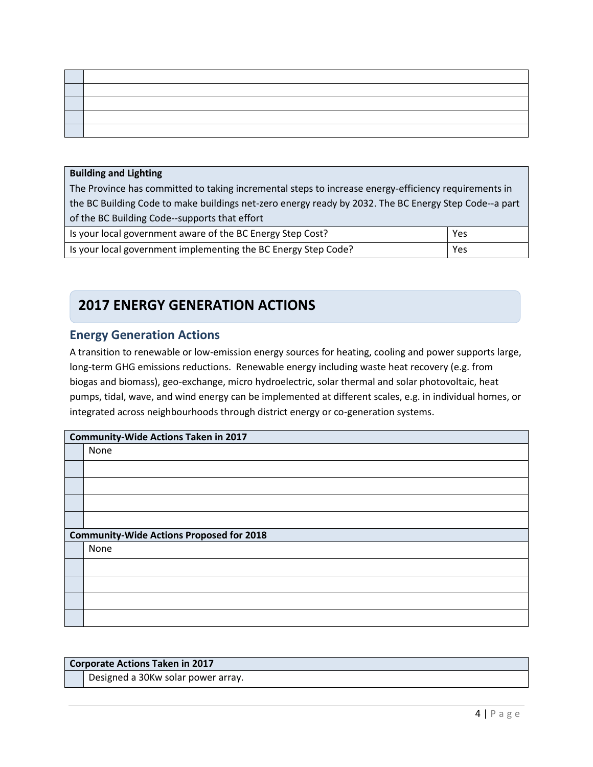| | |
|---|---|
| | |
| | |
| | |
| | |
| | |

| **Building and Lighting**<br>The Province has committed to taking incremental steps to increase energy-efficiency requirements in the BC Building Code to make buildings net-zero energy ready by 2032. The BC Energy Step Code--a part of the BC Building Code--supports that effort | |
|---|---|
| Is your local government aware of the BC Energy Step Cost? | Yes |
| Is your local government implementing the BC Energy Step Code? | Yes |

# 2017 ENERGY GENERATION ACTIONS

## Energy Generation Actions

A transition to renewable or low-emission energy sources for heating, cooling and power supports large, long-term GHG emissions reductions. Renewable energy including waste heat recovery (e.g. from biogas and biomass), geo-exchange, micro hydroelectric, solar thermal and solar photovoltaic, heat pumps, tidal, wave, and wind energy can be implemented at different scales, e.g. in individual homes, or integrated across neighbourhoods through district energy or co-generation systems.

| **Community-Wide Actions Taken in 2017** | |
|---|---|
| | None |
| | |
| | |
| | |
| | |
| **Community-Wide Actions Proposed for 2018** | |
| | None |
| | |
| | |
| | |
| | |

| **Corporate Actions Taken in 2017** | |
|---|---|
| | Designed a 30Kw solar power array. |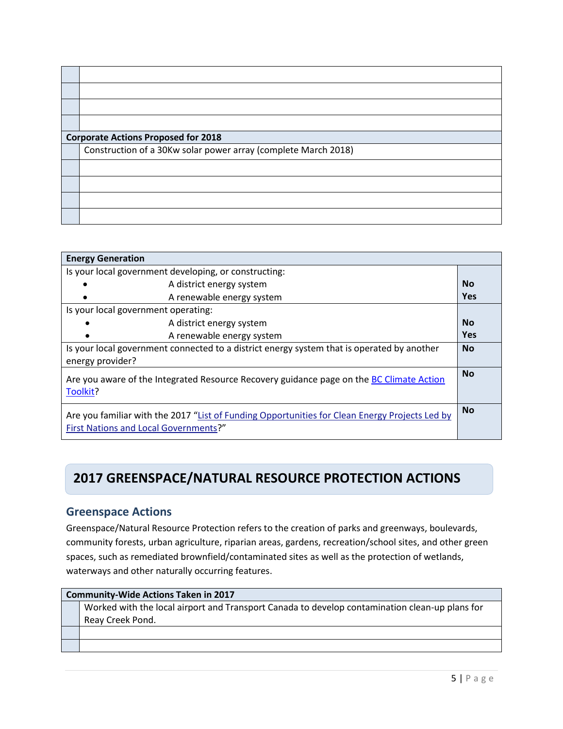| | |
|---|---|
| | |
| | |
| | |
| | |
| **Corporate Actions Proposed for 2018** | |
| | Construction of a 30Kw solar power array (complete March 2018) |
| | |
| | |
| | |
| | |

| **Energy Generation** | |
|---|---|
| Is your local government developing, or constructing:<br>• A district energy system<br>• A renewable energy system | <br>**No**<br>**Yes** |
| Is your local government operating:<br>• A district energy system<br>• A renewable energy system | <br>**No**<br>**Yes** |
| Is your local government connected to a district energy system that is operated by another energy provider? | **No** |
| Are you aware of the Integrated Resource Recovery guidance page on the BC Climate Action Toolkit? | **No** |
| Are you familiar with the 2017 "List of Funding Opportunities for Clean Energy Projects Led by First Nations and Local Governments?" | **No** |

# 2017 GREENSPACE/NATURAL RESOURCE PROTECTION ACTIONS

## Greenspace Actions

Greenspace/Natural Resource Protection refers to the creation of parks and greenways, boulevards, community forests, urban agriculture, riparian areas, gardens, recreation/school sites, and other green spaces, such as remediated brownfield/contaminated sites as well as the protection of wetlands, waterways and other naturally occurring features.

| **Community-Wide Actions Taken in 2017** | |
|---|---|
| | Worked with the local airport and Transport Canada to develop contamination clean-up plans for Reay Creek Pond. |
| | |
| | |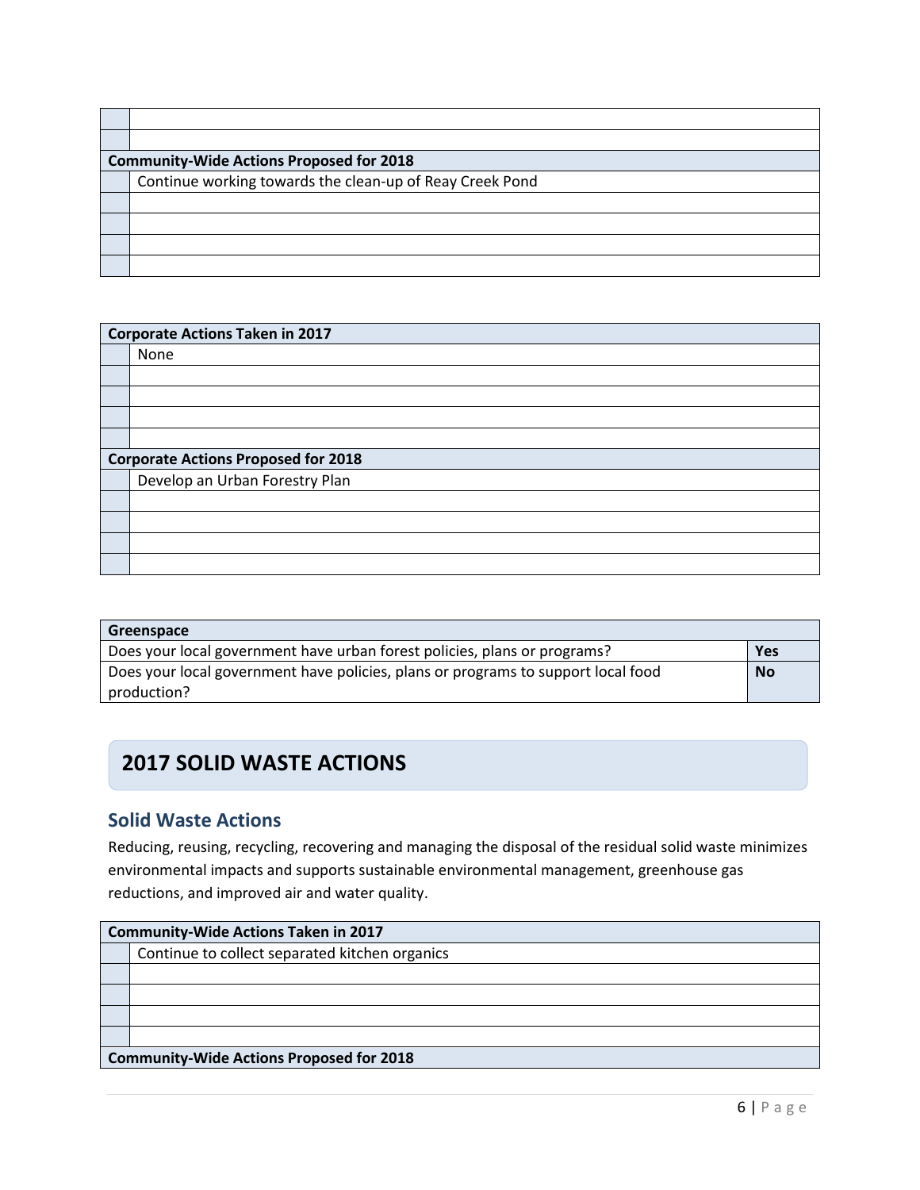| | |
|---|---|
| | |
| | |
| **Community-Wide Actions Proposed for 2018** | |
| | Continue working towards the clean-up of Reay Creek Pond |
| | |
| | |
| | |
| | |

| **Corporate Actions Taken in 2017** | |
|---|---|
| | None |
| | |
| | |
| | |
| | |
| **Corporate Actions Proposed for 2018** | |
| | Develop an Urban Forestry Plan |
| | |
| | |
| | |
| | |

| **Greenspace** | |
|---|---|
| Does your local government have urban forest policies, plans or programs? | **Yes** |
| Does your local government have policies, plans or programs to support local food production? | **No** |

## 2017 SOLID WASTE ACTIONS

### Solid Waste Actions

Reducing, reusing, recycling, recovering and managing the disposal of the residual solid waste minimizes environmental impacts and supports sustainable environmental management, greenhouse gas reductions, and improved air and water quality.

| **Community-Wide Actions Taken in 2017** | |
|---|---|
| | Continue to collect separated kitchen organics |
| | |
| | |
| | |
| | |
| **Community-Wide Actions Proposed for 2018** | |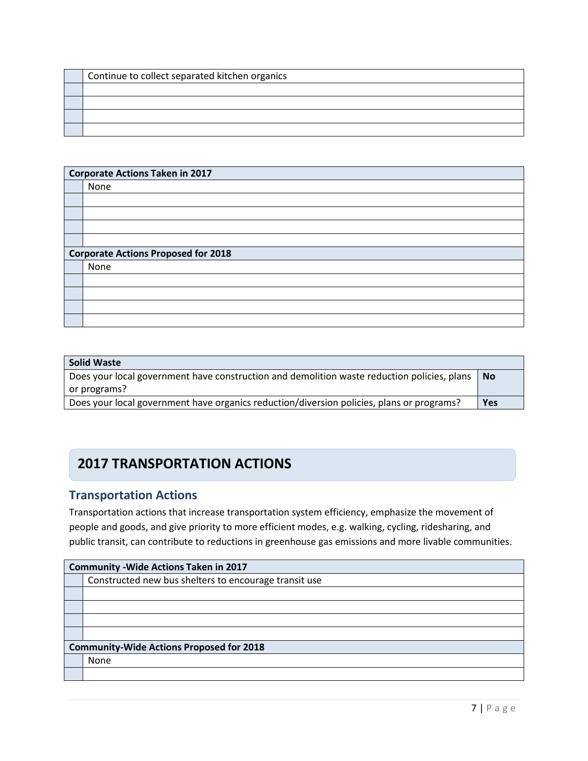| | |
|---|---|
| | Continue to collect separated kitchen organics |
| | |
| | |
| | |
| | |

| **Corporate Actions Taken in 2017** | |
|---|---|
| | None |
| | |
| | |
| | |
| | |
| **Corporate Actions Proposed for 2018** | |
| | None |
| | |
| | |
| | |
| | |

| **Solid Waste** | |
|---|---|
| Does your local government have construction and demolition waste reduction policies, plans or programs? | **No** |
| Does your local government have organics reduction/diversion policies, plans or programs? | **Yes** |

# 2017 TRANSPORTATION ACTIONS

## Transportation Actions

Transportation actions that increase transportation system efficiency, emphasize the movement of people and goods, and give priority to more efficient modes, e.g. walking, cycling, ridesharing, and public transit, can contribute to reductions in greenhouse gas emissions and more livable communities.

| **Community -Wide Actions Taken in 2017** | |
|---|---|
| | Constructed new bus shelters to encourage transit use |
| | |
| | |
| | |
| | |
| **Community-Wide Actions Proposed for 2018** | |
| | None |
| | |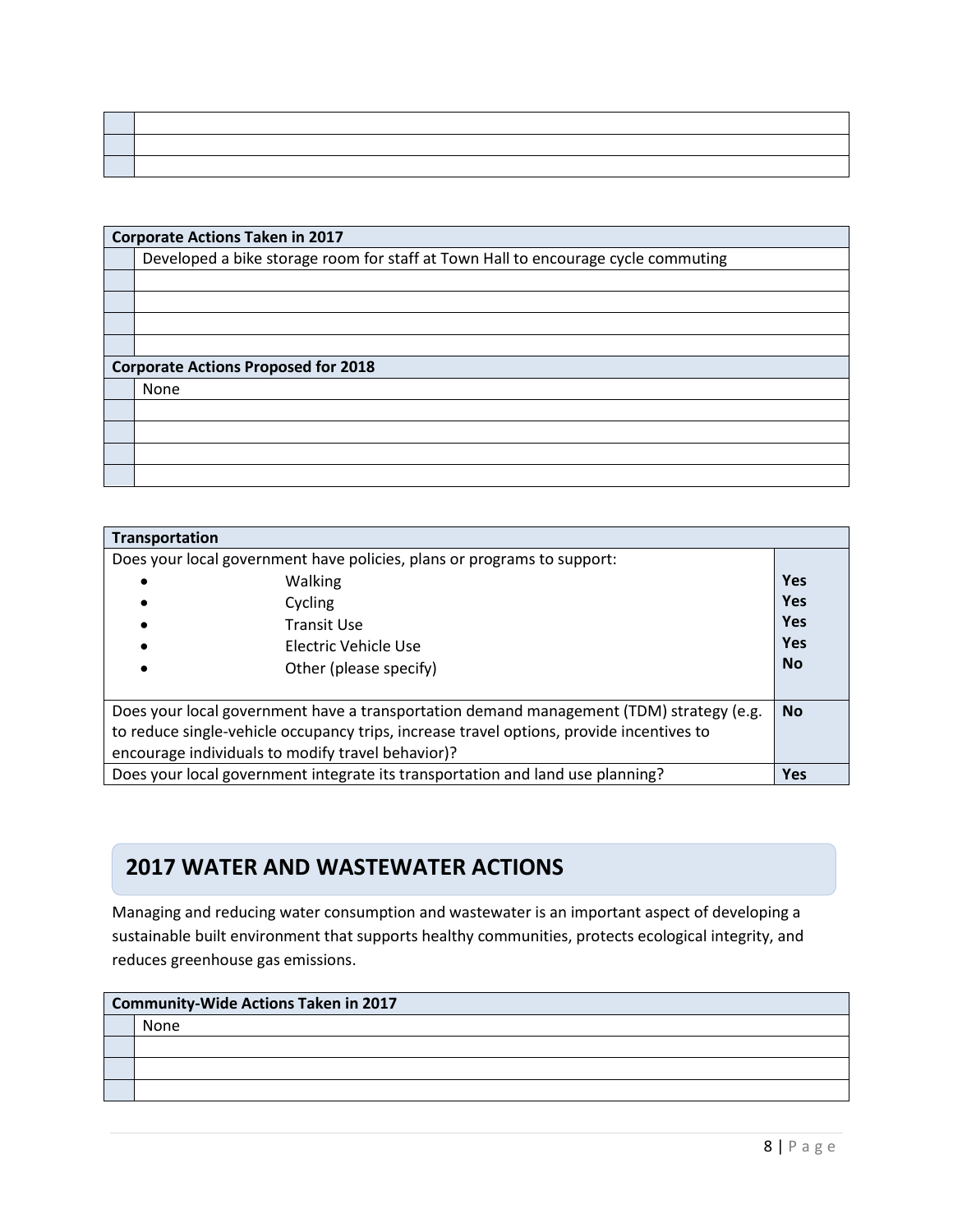| | |
|---|---|
| | |
| | |
| | |

| Corporate Actions Taken in 2017 | |
|---|---|
| | Developed a bike storage room for staff at Town Hall to encourage cycle commuting |
| | |
| | |
| | |
| | |
| **Corporate Actions Proposed for 2018** | |
| | None |
| | |
| | |
| | |
| | |

| Transportation | |
|---|---|
| Does your local government have policies, plans or programs to support: | |
| • Walking | **Yes** |
| • Cycling | **Yes** |
| • Transit Use | **Yes** |
| • Electric Vehicle Use | **Yes** |
| • Other (please specify) | **No** |
| Does your local government have a transportation demand management (TDM) strategy (e.g. to reduce single-vehicle occupancy trips, increase travel options, provide incentives to encourage individuals to modify travel behavior)? | **No** |
| Does your local government integrate its transportation and land use planning? | **Yes** |

## 2017 WATER AND WASTEWATER ACTIONS

Managing and reducing water consumption and wastewater is an important aspect of developing a sustainable built environment that supports healthy communities, protects ecological integrity, and reduces greenhouse gas emissions.

| Community-Wide Actions Taken in 2017 | |
|---|---|
| | None |
| | |
| | |
| | |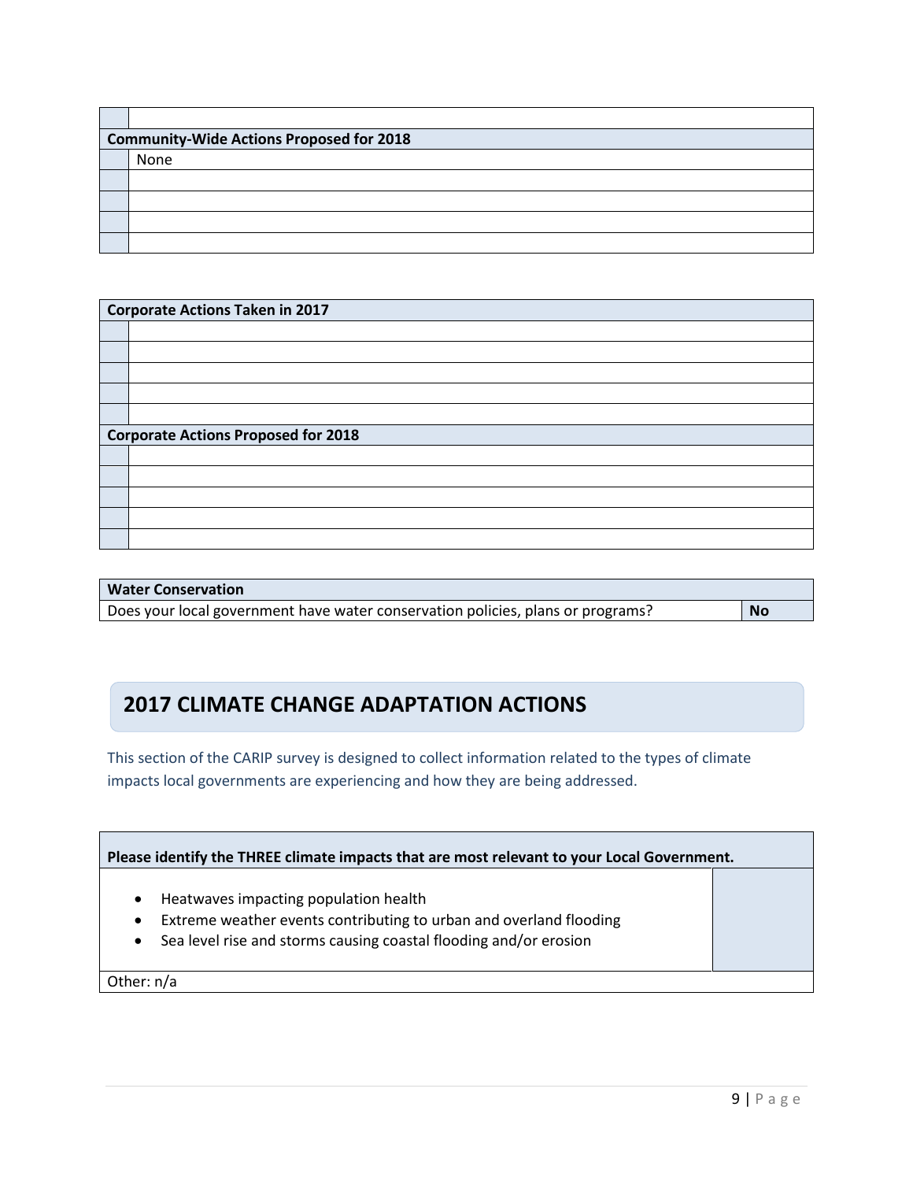| | |
|---|---|
| | |
| **Community-Wide Actions Proposed for 2018** | |
| | None |
| | |
| | |
| | |
| | |

| **Corporate Actions Taken in 2017** | |
|---|---|
| | |
| | |
| | |
| | |
| | |
| **Corporate Actions Proposed for 2018** | |
| | |
| | |
| | |
| | |
| | |

| **Water Conservation** | |
|---|---|
| Does your local government have water conservation policies, plans or programs? | **No** |

## 2017 CLIMATE CHANGE ADAPTATION ACTIONS

This section of the CARIP survey is designed to collect information related to the types of climate impacts local governments are experiencing and how they are being addressed.

| **Please identify the THREE climate impacts that are most relevant to your Local Government.** | |
|---|---|
| • Heatwaves impacting population health<br>• Extreme weather events contributing to urban and overland flooding<br>• Sea level rise and storms causing coastal flooding and/or erosion | |
| Other: n/a | |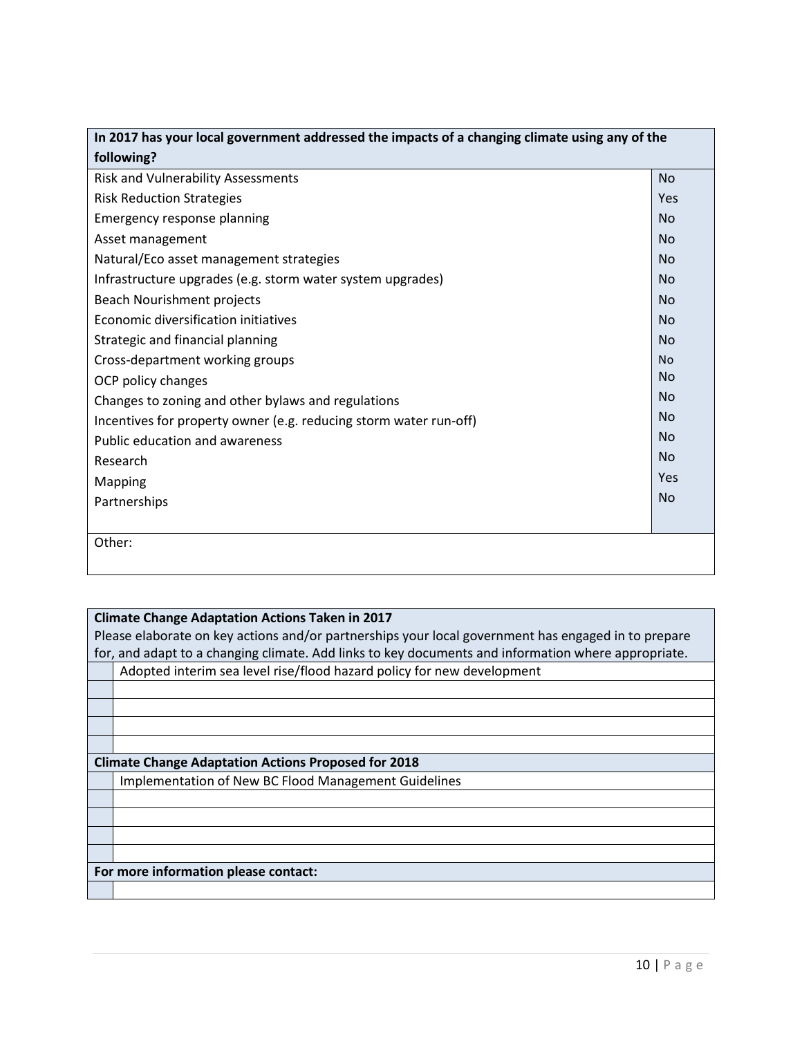| In 2017 has your local government addressed the impacts of a changing climate using any of the following? | |
|---|---|
| Risk and Vulnerability Assessments | No |
| Risk Reduction Strategies | Yes |
| Emergency response planning | No |
| Asset management | No |
| Natural/Eco asset management strategies | No |
| Infrastructure upgrades (e.g. storm water system upgrades) | No |
| Beach Nourishment projects | No |
| Economic diversification initiatives | No |
| Strategic and financial planning | No |
| Cross-department working groups | No |
| OCP policy changes | No |
| Changes to zoning and other bylaws and regulations | No |
| Incentives for property owner (e.g. reducing storm water run-off) | No |
| Public education and awareness | No |
| Research | No |
| Mapping | Yes |
| Partnerships | No |
| Other: | |

| **Climate Change Adaptation Actions Taken in 2017**<br>Please elaborate on key actions and/or partnerships your local government has engaged in to prepare for, and adapt to a changing climate. Add links to key documents and information where appropriate. | |
|---|---|
| | Adopted interim sea level rise/flood hazard policy for new development |
| | |
| | |
| | |
| | |
| **Climate Change Adaptation Actions Proposed for 2018** | |
| | Implementation of New BC Flood Management Guidelines |
| | |
| | |
| | |
| | |
| **For more information please contact:** | |
| | |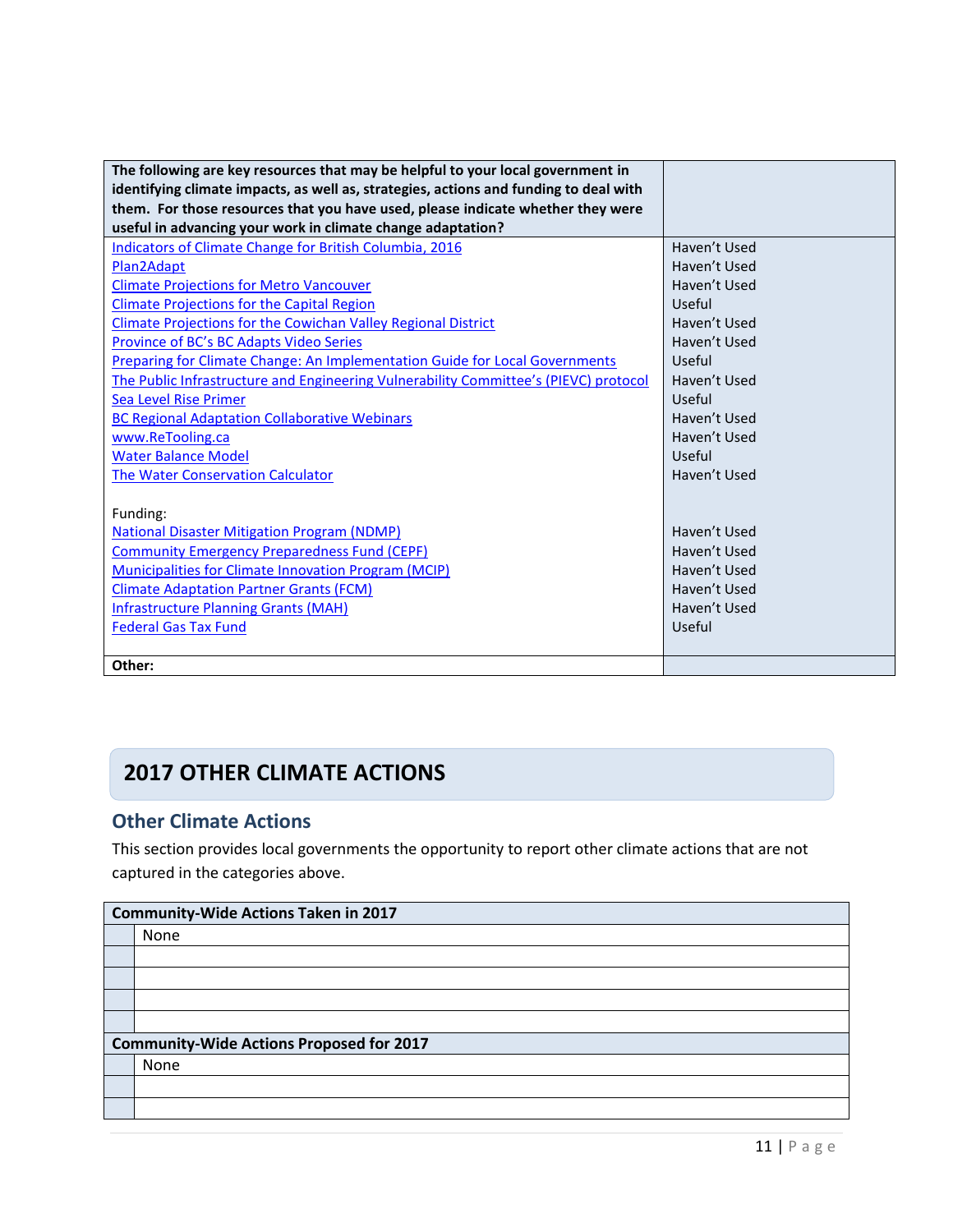| The following are key resources that may be helpful to your local government in identifying climate impacts, as well as, strategies, actions and funding to deal with them. For those resources that you have used, please indicate whether they were useful in advancing your work in climate change adaptation? | |
|---|---|
| Indicators of Climate Change for British Columbia, 2016 | Haven't Used |
| Plan2Adapt | Haven't Used |
| Climate Projections for Metro Vancouver | Haven't Used |
| Climate Projections for the Capital Region | Useful |
| Climate Projections for the Cowichan Valley Regional District | Haven't Used |
| Province of BC's BC Adapts Video Series | Haven't Used |
| Preparing for Climate Change: An Implementation Guide for Local Governments | Useful |
| The Public Infrastructure and Engineering Vulnerability Committee's (PIEVC) protocol | Haven't Used |
| Sea Level Rise Primer | Useful |
| BC Regional Adaptation Collaborative Webinars | Haven't Used |
| www.ReTooling.ca | Haven't Used |
| Water Balance Model | Useful |
| The Water Conservation Calculator | Haven't Used |
| Funding: | |
| National Disaster Mitigation Program (NDMP) | Haven't Used |
| Community Emergency Preparedness Fund (CEPF) | Haven't Used |
| Municipalities for Climate Innovation Program (MCIP) | Haven't Used |
| Climate Adaptation Partner Grants (FCM) | Haven't Used |
| Infrastructure Planning Grants (MAH) | Haven't Used |
| Federal Gas Tax Fund | Useful |
| **Other:** | |

# 2017 OTHER CLIMATE ACTIONS

## Other Climate Actions

This section provides local governments the opportunity to report other climate actions that are not captured in the categories above.

| Community-Wide Actions Taken in 2017 | |
|---|---|
| | None |
| | |
| | |
| | |
| | |

| Community-Wide Actions Proposed for 2017 | |
|---|---|
| | None |
| | |
| | |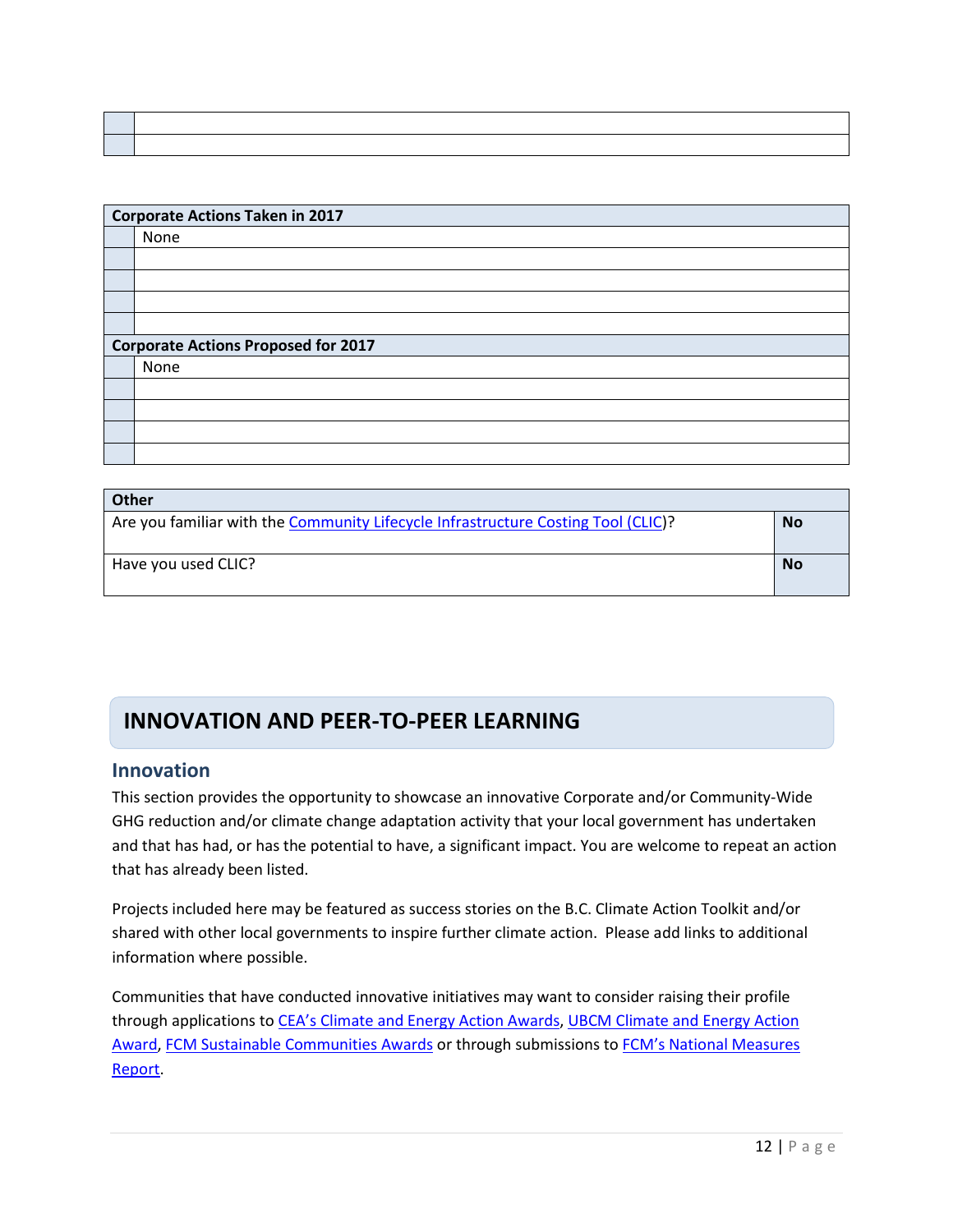| | |
|---|---|
| | |
| | |

| Corporate Actions Taken in 2017 | |
|---|---|
| | None |
| | |
| | |
| | |
| | |
| **Corporate Actions Proposed for 2017** | |
| | None |
| | |
| | |
| | |
| | |

| Other | |
|---|---|
| Are you familiar with the Community Lifecycle Infrastructure Costing Tool (CLIC)? | **No** |
| Have you used CLIC? | **No** |

# INNOVATION AND PEER-TO-PEER LEARNING

## Innovation

This section provides the opportunity to showcase an innovative Corporate and/or Community-Wide GHG reduction and/or climate change adaptation activity that your local government has undertaken and that has had, or has the potential to have, a significant impact. You are welcome to repeat an action that has already been listed.

Projects included here may be featured as success stories on the B.C. Climate Action Toolkit and/or shared with other local governments to inspire further climate action. Please add links to additional information where possible.

Communities that have conducted innovative initiatives may want to consider raising their profile through applications to CEA's Climate and Energy Action Awards, UBCM Climate and Energy Action Award, FCM Sustainable Communities Awards or through submissions to FCM's National Measures Report.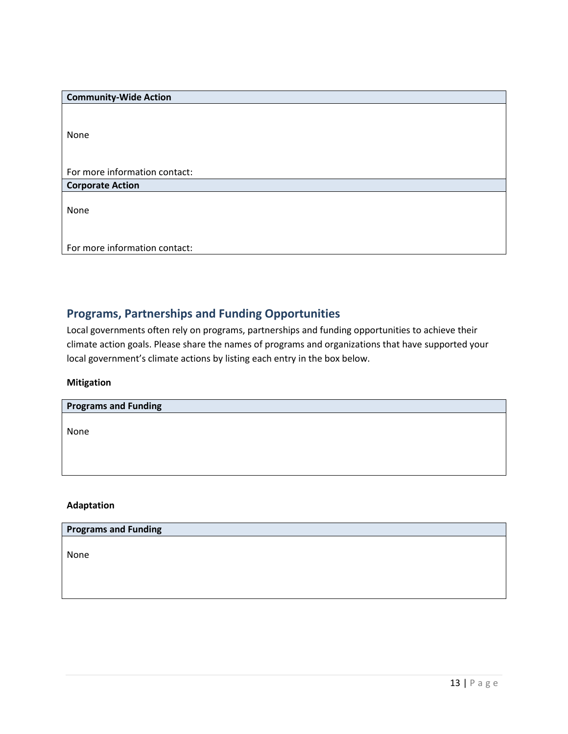| **Community-Wide Action** |
| --- |
| None<br><br>For more information contact: |

| **Corporate Action** |
| --- |
| None<br><br>For more information contact: |

## Programs, Partnerships and Funding Opportunities

Local governments often rely on programs, partnerships and funding opportunities to achieve their climate action goals. Please share the names of programs and organizations that have supported your local government's climate actions by listing each entry in the box below.

**Mitigation**

| **Programs and Funding** |
| --- |
| None |

**Adaptation**

| **Programs and Funding** |
| --- |
| None |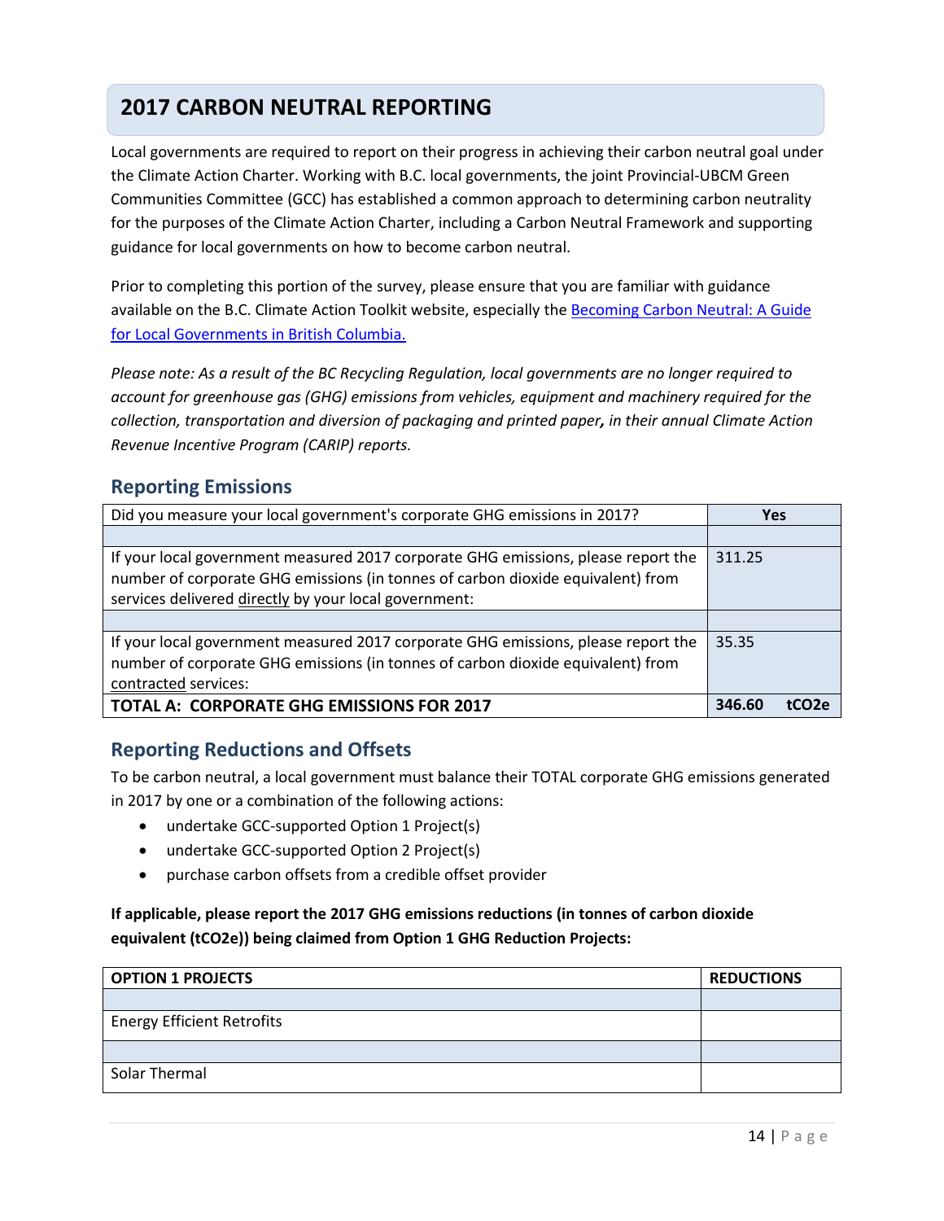# 2017 CARBON NEUTRAL REPORTING

Local governments are required to report on their progress in achieving their carbon neutral goal under the Climate Action Charter. Working with B.C. local governments, the joint Provincial-UBCM Green Communities Committee (GCC) has established a common approach to determining carbon neutrality for the purposes of the Climate Action Charter, including a Carbon Neutral Framework and supporting guidance for local governments on how to become carbon neutral.

Prior to completing this portion of the survey, please ensure that you are familiar with guidance available on the B.C. Climate Action Toolkit website, especially the [Becoming Carbon Neutral: A Guide for Local Governments in British Columbia.]()

*Please note: As a result of the BC Recycling Regulation, local governments are no longer required to account for greenhouse gas (GHG) emissions from vehicles, equipment and machinery required for the collection, transportation and diversion of packaging and printed paper, in their annual Climate Action Revenue Incentive Program (CARIP) reports.*

## Reporting Emissions

| Did you measure your local government's corporate GHG emissions in 2017? | **Yes** |
|---|---|
| | |
| If your local government measured 2017 corporate GHG emissions, please report the number of corporate GHG emissions (in tonnes of carbon dioxide equivalent) from services delivered directly by your local government: | 311.25 |
| | |
| If your local government measured 2017 corporate GHG emissions, please report the number of corporate GHG emissions (in tonnes of carbon dioxide equivalent) from contracted services: | 35.35 |
| **TOTAL A: CORPORATE GHG EMISSIONS FOR 2017** | **346.60 tCO2e** |

## Reporting Reductions and Offsets

To be carbon neutral, a local government must balance their TOTAL corporate GHG emissions generated in 2017 by one or a combination of the following actions:

- undertake GCC-supported Option 1 Project(s)
- undertake GCC-supported Option 2 Project(s)
- purchase carbon offsets from a credible offset provider

**If applicable, please report the 2017 GHG emissions reductions (in tonnes of carbon dioxide equivalent (tCO2e)) being claimed from Option 1 GHG Reduction Projects:**

| OPTION 1 PROJECTS | REDUCTIONS |
|---|---|
| | |
| Energy Efficient Retrofits | |
| | |
| Solar Thermal | |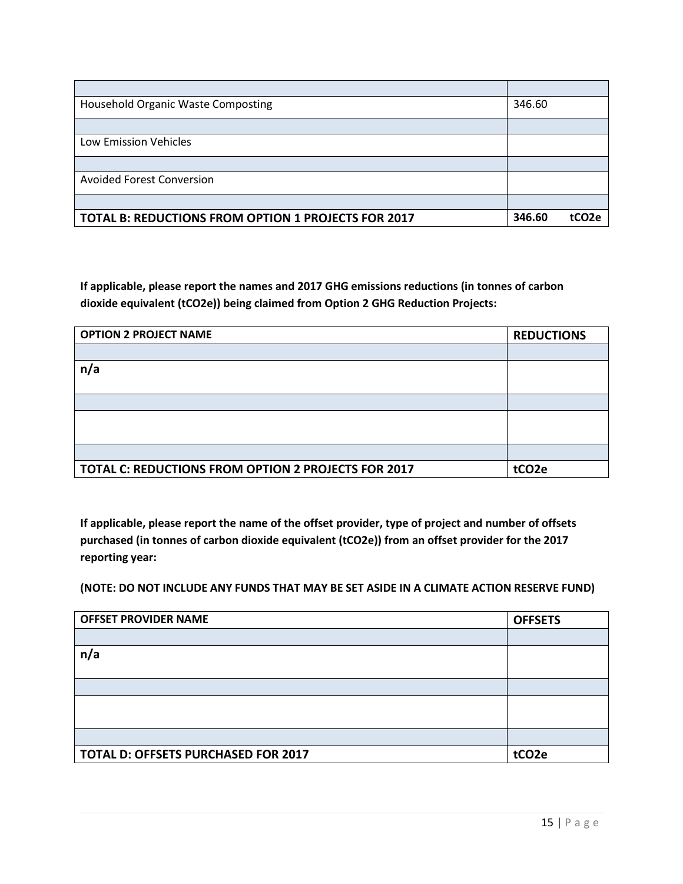| | |
|---|---|
| Household Organic Waste Composting | 346.60 |
| | |
| Low Emission Vehicles | |
| | |
| Avoided Forest Conversion | |
| | |
| **TOTAL B: REDUCTIONS FROM OPTION 1 PROJECTS FOR 2017** | **346.60 $tCO_2e$** |

**If applicable, please report the names and 2017 GHG emissions reductions (in tonnes of carbon dioxide equivalent ($tCO_2e$)) being claimed from Option 2 GHG Reduction Projects:**

| OPTION 2 PROJECT NAME | REDUCTIONS |
|---|---|
| | |
| **n/a** | |
| | |
| | |
| | |
| **TOTAL C: REDUCTIONS FROM OPTION 2 PROJECTS FOR 2017** | **$tCO_2e$** |

**If applicable, please report the name of the offset provider, type of project and number of offsets purchased (in tonnes of carbon dioxide equivalent ($tCO_2e$)) from an offset provider for the 2017 reporting year:**

**(NOTE: DO NOT INCLUDE ANY FUNDS THAT MAY BE SET ASIDE IN A CLIMATE ACTION RESERVE FUND)**

| OFFSET PROVIDER NAME | OFFSETS |
|---|---|
| | |
| **n/a** | |
| | |
| | |
| | |
| **TOTAL D: OFFSETS PURCHASED FOR 2017** | **$tCO_2e$** |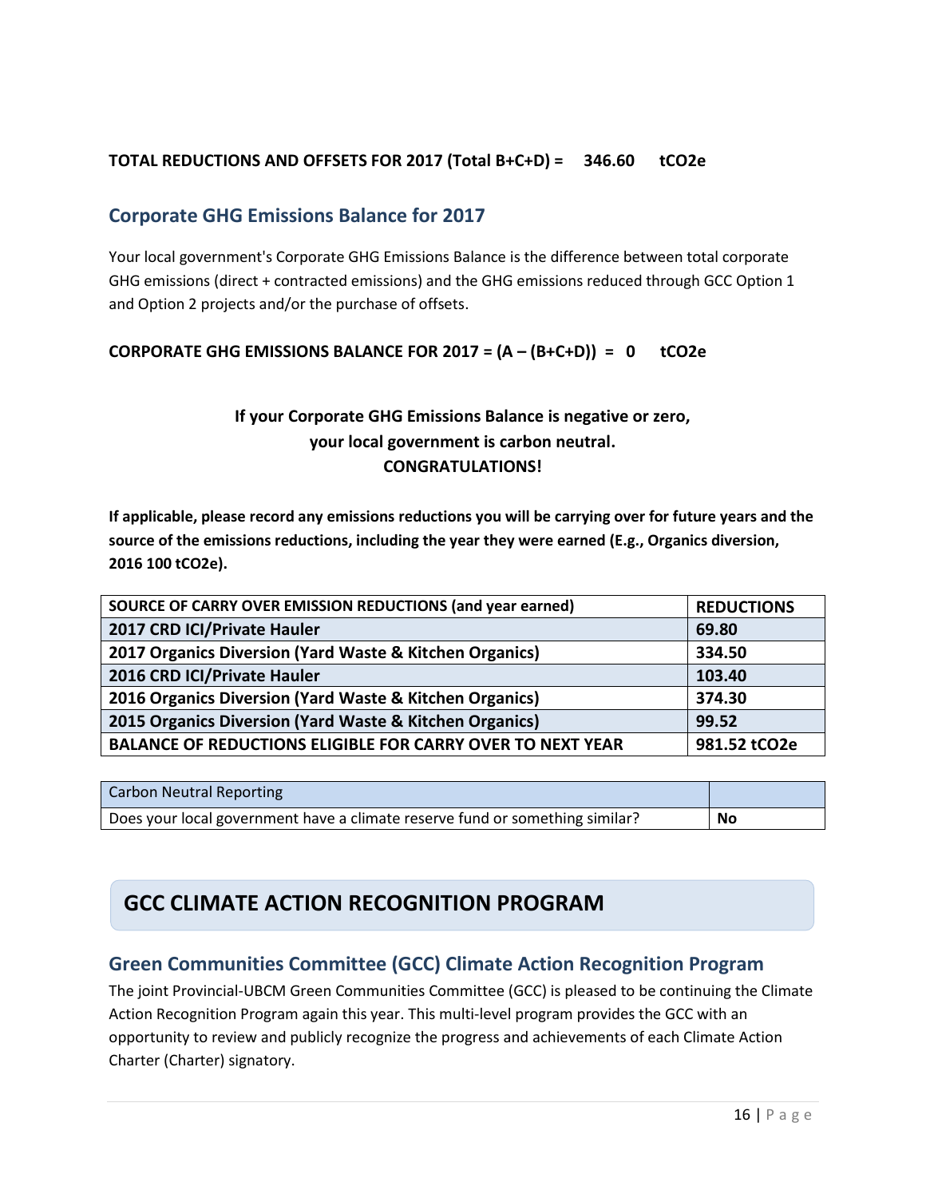**TOTAL REDUCTIONS AND OFFSETS FOR 2017 (Total B+C+D) = 346.60 tCO2e**

## Corporate GHG Emissions Balance for 2017

Your local government's Corporate GHG Emissions Balance is the difference between total corporate GHG emissions (direct + contracted emissions) and the GHG emissions reduced through GCC Option 1 and Option 2 projects and/or the purchase of offsets.

**CORPORATE GHG EMISSIONS BALANCE FOR 2017 = (A – (B+C+D)) = 0 tCO2e**

**If your Corporate GHG Emissions Balance is negative or zero, your local government is carbon neutral. CONGRATULATIONS!**

**If applicable, please record any emissions reductions you will be carrying over for future years and the source of the emissions reductions, including the year they were earned (E.g., Organics diversion, 2016 100 tCO2e).**

| SOURCE OF CARRY OVER EMISSION REDUCTIONS (and year earned) | REDUCTIONS |
|---|---|
| 2017 CRD ICI/Private Hauler | 69.80 |
| 2017 Organics Diversion (Yard Waste & Kitchen Organics) | 334.50 |
| 2016 CRD ICI/Private Hauler | 103.40 |
| 2016 Organics Diversion (Yard Waste & Kitchen Organics) | 374.30 |
| 2015 Organics Diversion (Yard Waste & Kitchen Organics) | 99.52 |
| BALANCE OF REDUCTIONS ELIGIBLE FOR CARRY OVER TO NEXT YEAR | 981.52 tCO2e |

| Carbon Neutral Reporting | |
|---|---|
| Does your local government have a climate reserve fund or something similar? | **No** |

# GCC CLIMATE ACTION RECOGNITION PROGRAM

## Green Communities Committee (GCC) Climate Action Recognition Program

The joint Provincial-UBCM Green Communities Committee (GCC) is pleased to be continuing the Climate Action Recognition Program again this year. This multi-level program provides the GCC with an opportunity to review and publicly recognize the progress and achievements of each Climate Action Charter (Charter) signatory.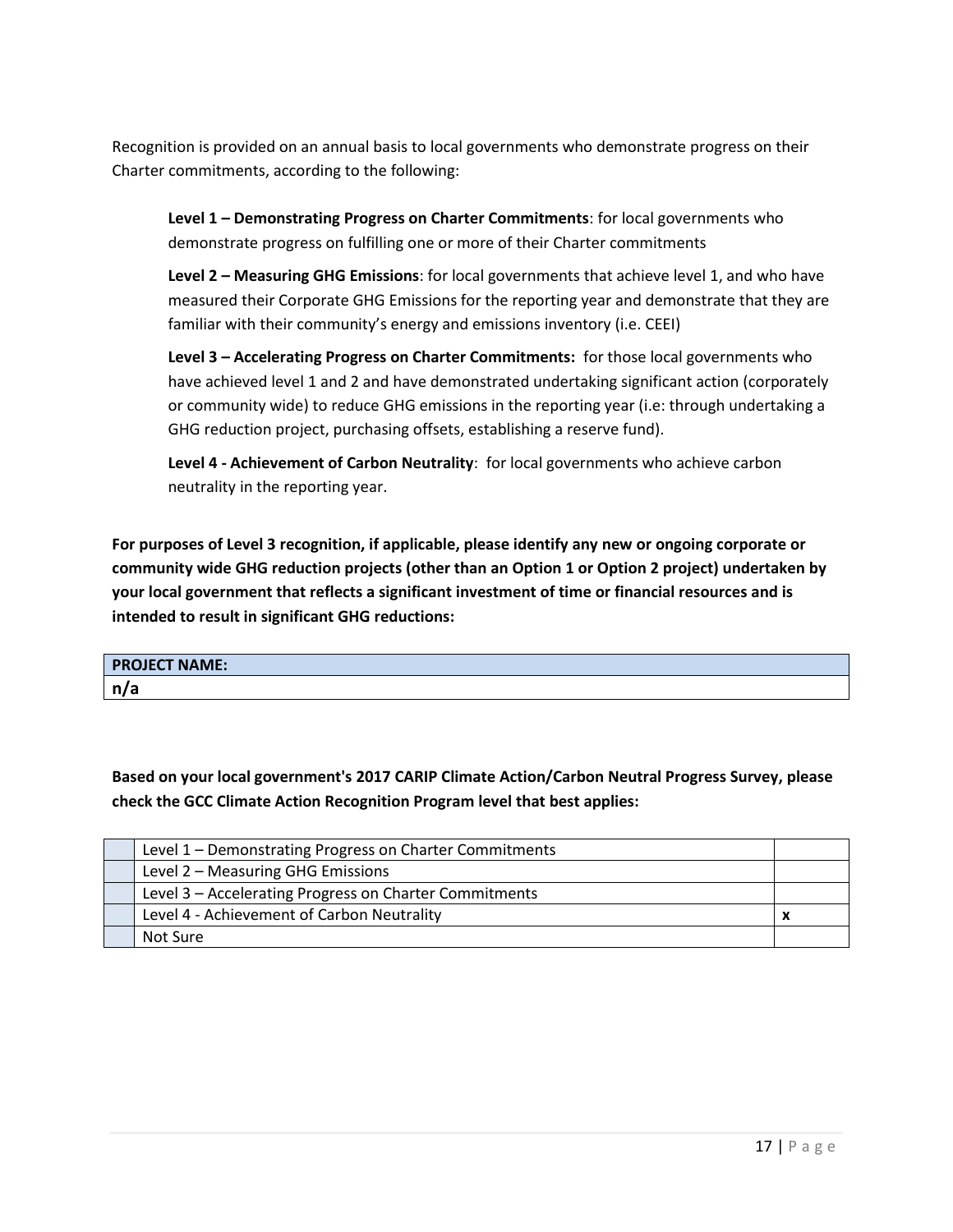Recognition is provided on an annual basis to local governments who demonstrate progress on their Charter commitments, according to the following:

**Level 1 – Demonstrating Progress on Charter Commitments**: for local governments who demonstrate progress on fulfilling one or more of their Charter commitments

**Level 2 – Measuring GHG Emissions**: for local governments that achieve level 1, and who have measured their Corporate GHG Emissions for the reporting year and demonstrate that they are familiar with their community's energy and emissions inventory (i.e. CEEI)

**Level 3 – Accelerating Progress on Charter Commitments:** for those local governments who have achieved level 1 and 2 and have demonstrated undertaking significant action (corporately or community wide) to reduce GHG emissions in the reporting year (i.e: through undertaking a GHG reduction project, purchasing offsets, establishing a reserve fund).

**Level 4 - Achievement of Carbon Neutrality**: for local governments who achieve carbon neutrality in the reporting year.

**For purposes of Level 3 recognition, if applicable, please identify any new or ongoing corporate or community wide GHG reduction projects (other than an Option 1 or Option 2 project) undertaken by your local government that reflects a significant investment of time or financial resources and is intended to result in significant GHG reductions:**

| PROJECT NAME: |
|---|
| **n/a** |

**Based on your local government's 2017 CARIP Climate Action/Carbon Neutral Progress Survey, please check the GCC Climate Action Recognition Program level that best applies:**

| | | |
|---|---|---|
| | Level 1 – Demonstrating Progress on Charter Commitments | |
| | Level 2 – Measuring GHG Emissions | |
| | Level 3 – Accelerating Progress on Charter Commitments | |
| | Level 4 - Achievement of Carbon Neutrality | **x** |
| | Not Sure | |